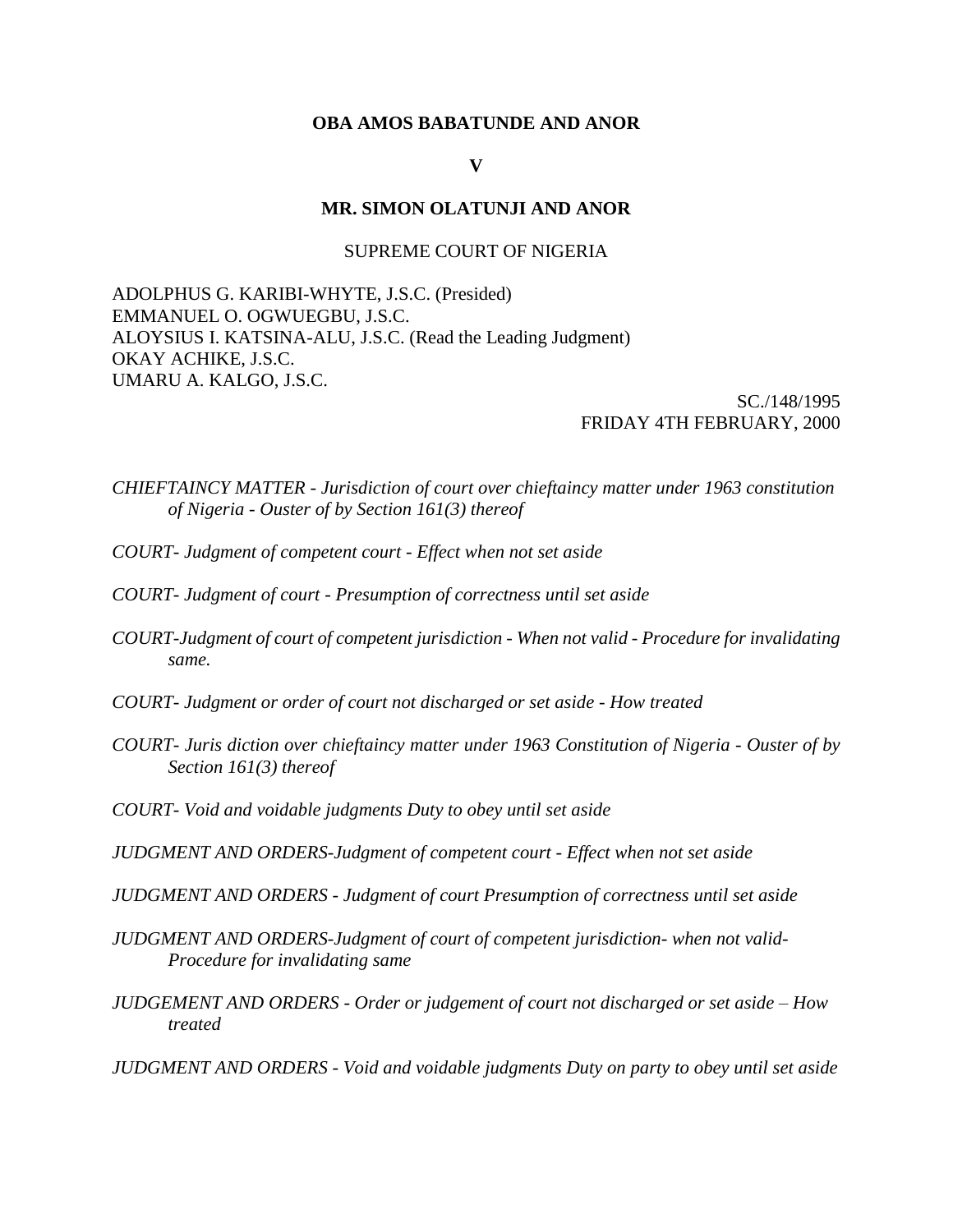**OBA AMOS BABATUNDE AND ANOR**

**V**

**MR. SIMON OLATUNJI AND ANOR**

SUPREME COURT OF NIGERIA

ADOLPHUS G. KARIBI-WHYTE, J.S.C. (Presided)
EMMANUEL O. OGWUEGBU, J.S.C.
ALOYSIUS I. KATSINA-ALU, J.S.C. (Read the Leading Judgment)
OKAY ACHIKE, J.S.C.
UMARU A. KALGO, J.S.C.

SC./148/1995
FRIDAY 4TH FEBRUARY, 2000

*CHIEFTAINCY MATTER - Jurisdiction of court over chieftaincy matter under 1963 constitution of Nigeria - Ouster of by Section 161(3) thereof*

*COURT- Judgment of competent court - Effect when not set aside*

*COURT- Judgment of court - Presumption of correctness until set aside*

*COURT-Judgment of court of competent jurisdiction - When not valid - Procedure for invalidating same.*

*COURT- Judgment or order of court not discharged or set aside - How treated*

*COURT- Juris diction over chieftaincy matter under 1963 Constitution of Nigeria - Ouster of by Section 161(3) thereof*

*COURT- Void and voidable judgments Duty to obey until set aside*

*JUDGMENT AND ORDERS-Judgment of competent court - Effect when not set aside*

*JUDGMENT AND ORDERS - Judgment of court Presumption of correctness until set aside*

*JUDGMENT AND ORDERS-Judgment of court of competent jurisdiction- when not valid- Procedure for invalidating same*

*JUDGEMENT AND ORDERS - Order or judgement of court not discharged or set aside – How treated*

*JUDGMENT AND ORDERS - Void and voidable judgments Duty on party to obey until set aside*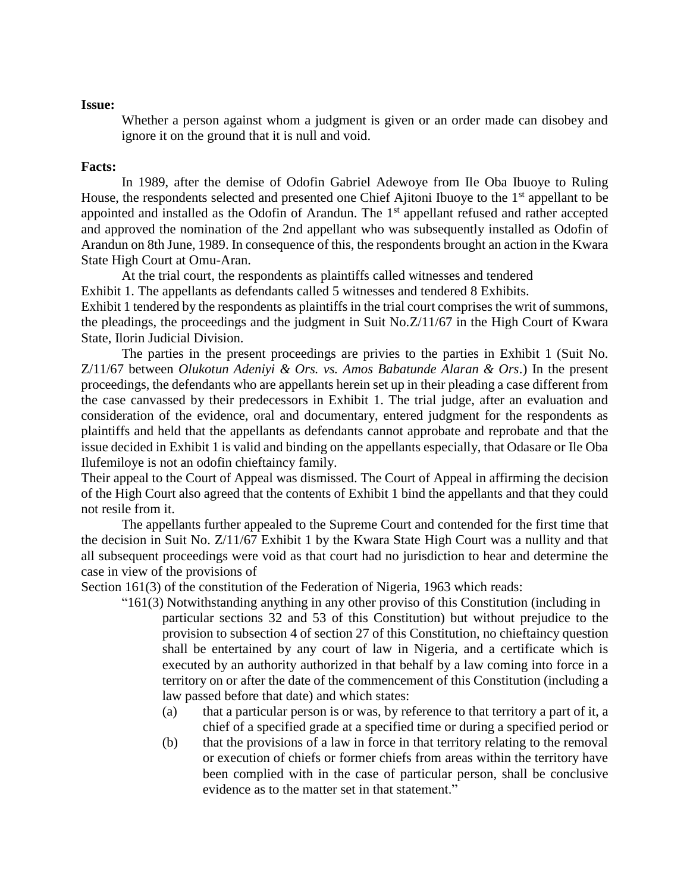**Issue:**

Whether a person against whom a judgment is given or an order made can disobey and ignore it on the ground that it is null and void.

**Facts:**

In 1989, after the demise of Odofin Gabriel Adewoye from Ile Oba Ibuoye to Ruling House, the respondents selected and presented one Chief Ajitoni Ibuoye to the 1st appellant to be appointed and installed as the Odofin of Arandun. The 1st appellant refused and rather accepted and approved the nomination of the 2nd appellant who was subsequently installed as Odofin of Arandun on 8th June, 1989. In consequence of this, the respondents brought an action in the Kwara State High Court at Omu-Aran.

At the trial court, the respondents as plaintiffs called witnesses and tendered Exhibit 1. The appellants as defendants called 5 witnesses and tendered 8 Exhibits.

Exhibit 1 tendered by the respondents as plaintiffs in the trial court comprises the writ of summons, the pleadings, the proceedings and the judgment in Suit No.Z/11/67 in the High Court of Kwara State, Ilorin Judicial Division.

The parties in the present proceedings are privies to the parties in Exhibit 1 (Suit No. Z/11/67 between *Olukotun Adeniyi & Ors. vs. Amos Babatunde Alaran & Ors*.) In the present proceedings, the defendants who are appellants herein set up in their pleading a case different from the case canvassed by their predecessors in Exhibit 1. The trial judge, after an evaluation and consideration of the evidence, oral and documentary, entered judgment for the respondents as plaintiffs and held that the appellants as defendants cannot approbate and reprobate and that the issue decided in Exhibit 1 is valid and binding on the appellants especially, that Odasare or Ile Oba Ilufemiloye is not an odofin chieftaincy family.

Their appeal to the Court of Appeal was dismissed. The Court of Appeal in affirming the decision of the High Court also agreed that the contents of Exhibit 1 bind the appellants and that they could not resile from it.

The appellants further appealed to the Supreme Court and contended for the first time that the decision in Suit No. Z/11/67 Exhibit 1 by the Kwara State High Court was a nullity and that all subsequent proceedings were void as that court had no jurisdiction to hear and determine the case in view of the provisions of Section 161(3) of the constitution of the Federation of Nigeria, 1963 which reads:

"161(3) Notwithstanding anything in any other proviso of this Constitution (including in particular sections 32 and 53 of this Constitution) but without prejudice to the provision to subsection 4 of section 27 of this Constitution, no chieftaincy question shall be entertained by any court of law in Nigeria, and a certificate which is executed by an authority authorized in that behalf by a law coming into force in a territory on or after the date of the commencement of this Constitution (including a law passed before that date) and which states:

(a) that a particular person is or was, by reference to that territory a part of it, a chief of a specified grade at a specified time or during a specified period or

(b) that the provisions of a law in force in that territory relating to the removal or execution of chiefs or former chiefs from areas within the territory have been complied with in the case of particular person, shall be conclusive evidence as to the matter set in that statement."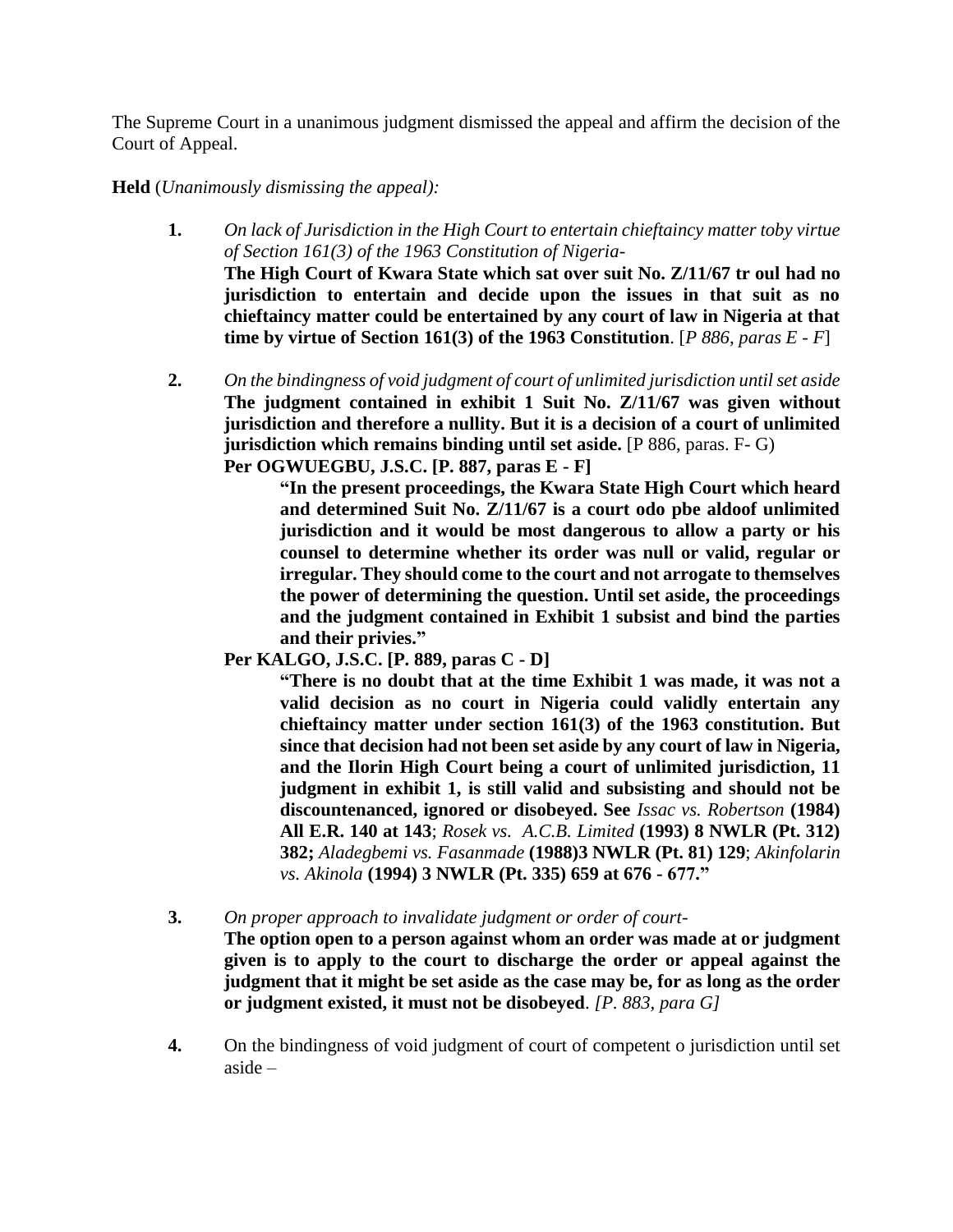The Supreme Court in a unanimous judgment dismissed the appeal and affirm the decision of the Court of Appeal.

**Held** (*Unanimously dismissing the appeal):*

1. *On lack of Jurisdiction in the High Court to entertain chieftaincy matter toby virtue of Section 161(3) of the 1963 Constitution of Nigeria-*
   **The High Court of Kwara State which sat over suit No. Z/11/67 tr oul had no jurisdiction to entertain and decide upon the issues in that suit as no chieftaincy matter could be entertained by any court of law in Nigeria at that time by virtue of Section 161(3) of the 1963 Constitution**. [*P 886, paras E - F*]

2. *On the bindingness of void judgment of court of unlimited jurisdiction until set aside*
   **The judgment contained in exhibit 1 Suit No. Z/11/67 was given without jurisdiction and therefore a nullity. But it is a decision of a court of unlimited jurisdiction which remains binding until set aside.** [P 886, paras. F- G)
   **Per OGWUEGBU, J.S.C. [P. 887, paras E - F]**

   > **"In the present proceedings, the Kwara State High Court which heard and determined Suit No. Z/11/67 is a court odo pbe aldoof unlimited jurisdiction and it would be most dangerous to allow a party or his counsel to determine whether its order was null or valid, regular or irregular. They should come to the court and not arrogate to themselves the power of determining the question. Until set aside, the proceedings and the judgment contained in Exhibit 1 subsist and bind the parties and their privies."**

   **Per KALGO, J.S.C. [P. 889, paras C - D]**

   > **"There is no doubt that at the time Exhibit 1 was made, it was not a valid decision as no court in Nigeria could validly entertain any chieftaincy matter under section 161(3) of the 1963 constitution. But since that decision had not been set aside by any court of law in Nigeria, and the Ilorin High Court being a court of unlimited jurisdiction, 11 judgment in exhibit 1, is still valid and subsisting and should not be discountenanced, ignored or disobeyed. See** *Issac vs. Robertson* **(1984) All E.R. 140 at 143**; *Rosek vs. A.C.B. Limited* **(1993) 8 NWLR (Pt. 312) 382;** *Aladegbemi vs. Fasanmade* **(1988)3 NWLR (Pt. 81) 129**; *Akinfolarin vs. Akinola* **(1994) 3 NWLR (Pt. 335) 659 at 676 - 677."**

3. *On proper approach to invalidate judgment or order of court-*
   **The option open to a person against whom an order was made at or judgment given is to apply to the court to discharge the order or appeal against the judgment that it might be set aside as the case may be, for as long as the order or judgment existed, it must not be disobeyed**. *[P. 883, para G]*

4. On the bindingness of void judgment of court of competent o jurisdiction until set aside –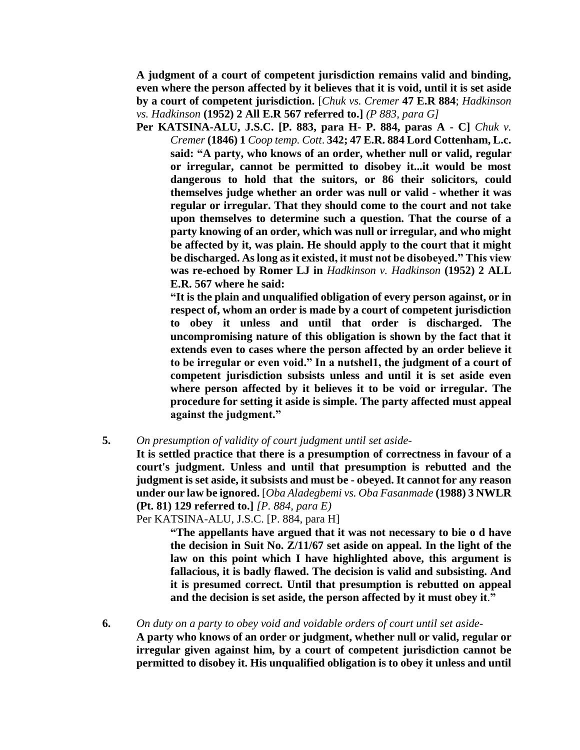**A judgment of a court of competent jurisdiction remains valid and binding, even where the person affected by it believes that it is void, until it is set aside by a court of competent jurisdiction.** [*Chuk vs. Cremer* **47 E.R 884**; *Hadkinson vs. Hadkinson* **(1952) 2 All E.R 567 referred to.]** *(P 883, para G]*

**Per KATSINA-ALU, J.S.C. [P. 883, para H- P. 884, paras A - C]** *Chuk v. Cremer* **(1846) 1** *Coop temp. Cott*. **342; 47 E.R. 884 Lord Cottenham, L.c. said: "A party, who knows of an order, whether null or valid, regular or irregular, cannot be permitted to disobey it...it would be most dangerous to hold that the suitors, or 86 their solicitors, could themselves judge whether an order was null or valid - whether it was regular or irregular. That they should come to the court and not take upon themselves to determine such a question. That the course of a party knowing of an order, which was null or irregular, and who might be affected by it, was plain. He should apply to the court that it might be discharged. As long as it existed, it must not be disobeyed." This view was re-echoed by Romer LJ in** *Hadkinson v. Hadkinson* **(1952) 2 ALL E.R. 567 where he said:**

**"It is the plain and unqualified obligation of every person against, or in respect of, whom an order is made by a court of competent jurisdiction to obey it unless and until that order is discharged. The uncompromising nature of this obligation is shown by the fact that it extends even to cases where the person affected by an order believe it to be irregular or even void." In a nutshel1, the judgment of a court of competent jurisdiction subsists unless and until it is set aside even where person affected by it believes it to be void or irregular. The procedure for setting it aside is simple. The party affected must appeal against the judgment."**

**5.** *On presumption of validity of court judgment until set aside-*

**It is settled practice that there is a presumption of correctness in favour of a court's judgment. Unless and until that presumption is rebutted and the judgment is set aside, it subsists and must be - obeyed. It cannot for any reason under our law be ignored.** [*Oba Aladegbemi vs. Oba Fasanmade* **(1988) 3 NWLR (Pt. 81) 129 referred to.]** *[P. 884, para E)*

Per KATSINA-ALU, J.S.C. [P. 884, para H]

**"The appellants have argued that it was not necessary to bie o d have the decision in Suit No. Z/11/67 set aside on appeal. In the light of the law on this point which I have highlighted above, this argument is fallacious, it is badly flawed. The decision is valid and subsisting. And it is presumed correct. Until that presumption is rebutted on appeal and the decision is set aside, the person affected by it must obey it."**

**6.** *On duty on a party to obey void and voidable orders of court until set aside-*

**A party who knows of an order or judgment, whether null or valid, regular or irregular given against him, by a court of competent jurisdiction cannot be permitted to disobey it. His unqualified obligation is to obey it unless and until**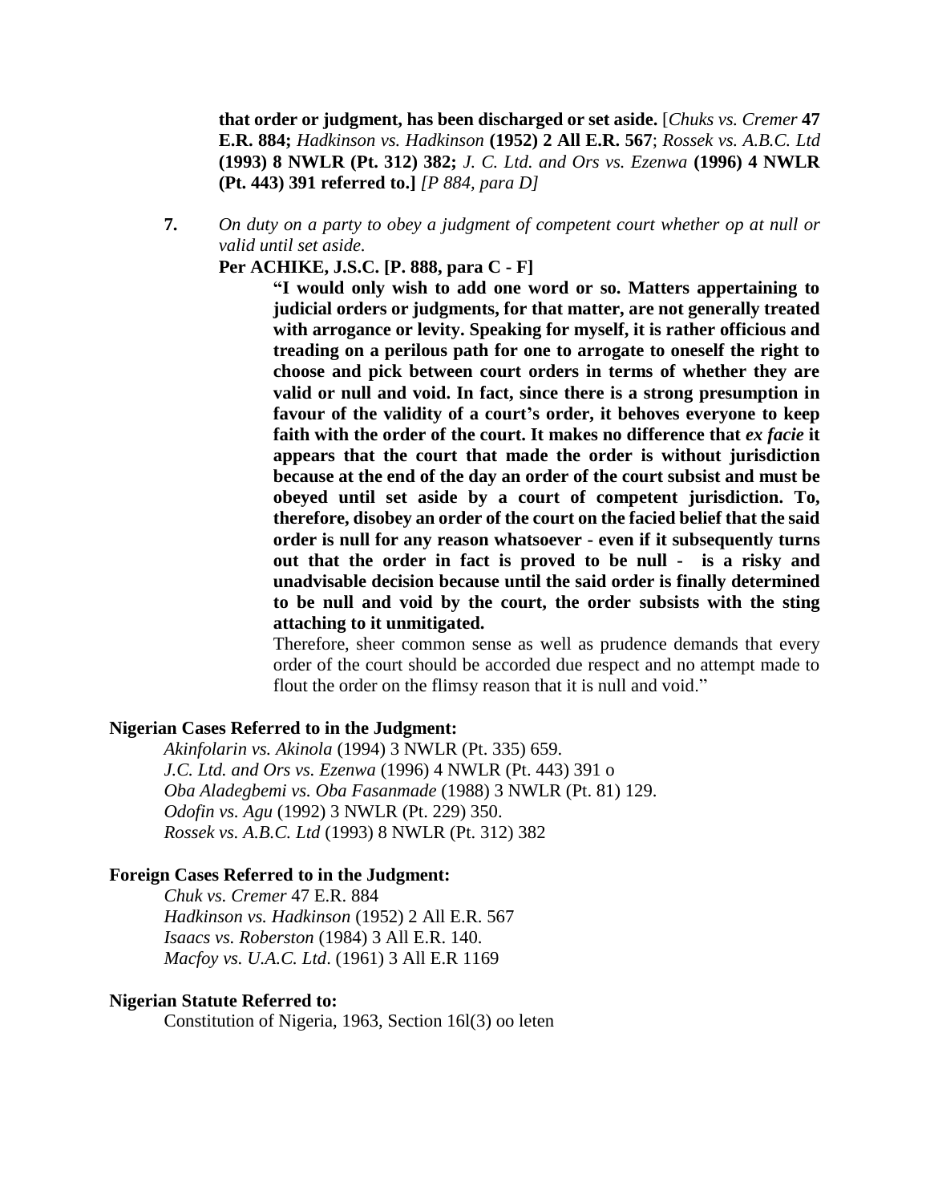**that order or judgment, has been discharged or set aside.** [*Chuks vs. Cremer* **47 E.R. 884;** *Hadkinson vs. Hadkinson* **(1952) 2 All E.R. 567**; *Rossek vs. A.B.C. Ltd* **(1993) 8 NWLR (Pt. 312) 382;** *J. C. Ltd. and Ors vs. Ezenwa* **(1996) 4 NWLR (Pt. 443) 391 referred to.]** *[P 884, para D]*

**7.** *On duty on a party to obey a judgment of competent court whether op at null or valid until set aside.*

**Per ACHIKE, J.S.C. [P. 888, para C - F]**

> **"I would only wish to add one word or so. Matters appertaining to judicial orders or judgments, for that matter, are not generally treated with arrogance or levity. Speaking for myself, it is rather officious and treading on a perilous path for one to arrogate to oneself the right to choose and pick between court orders in terms of whether they are valid or null and void. In fact, since there is a strong presumption in favour of the validity of a court's order, it behoves everyone to keep faith with the order of the court. It makes no difference that *ex facie* it appears that the court that made the order is without jurisdiction because at the end of the day an order of the court subsist and must be obeyed until set aside by a court of competent jurisdiction. To, therefore, disobey an order of the court on the facied belief that the said order is null for any reason whatsoever - even if it subsequently turns out that the order in fact is proved to be null - is a risky and unadvisable decision because until the said order is finally determined to be null and void by the court, the order subsists with the sting attaching to it unmitigated.**
>
> Therefore, sheer common sense as well as prudence demands that every order of the court should be accorded due respect and no attempt made to flout the order on the flimsy reason that it is null and void."

**Nigerian Cases Referred to in the Judgment:**

*Akinfolarin vs. Akinola* (1994) 3 NWLR (Pt. 335) 659.
*J.C. Ltd. and Ors vs. Ezenwa* (1996) 4 NWLR (Pt. 443) 391 o
*Oba Aladegbemi vs. Oba Fasanmade* (1988) 3 NWLR (Pt. 81) 129.
*Odofin vs. Agu* (1992) 3 NWLR (Pt. 229) 350.
*Rossek vs. A.B.C. Ltd* (1993) 8 NWLR (Pt. 312) 382

**Foreign Cases Referred to in the Judgment:**

*Chuk vs. Cremer* 47 E.R. 884
*Hadkinson vs. Hadkinson* (1952) 2 All E.R. 567
*Isaacs vs. Roberston* (1984) 3 All E.R. 140.
*Macfoy vs. U.A.C. Ltd*. (1961) 3 All E.R 1169

**Nigerian Statute Referred to:**

Constitution of Nigeria, 1963, Section 16l(3) oo leten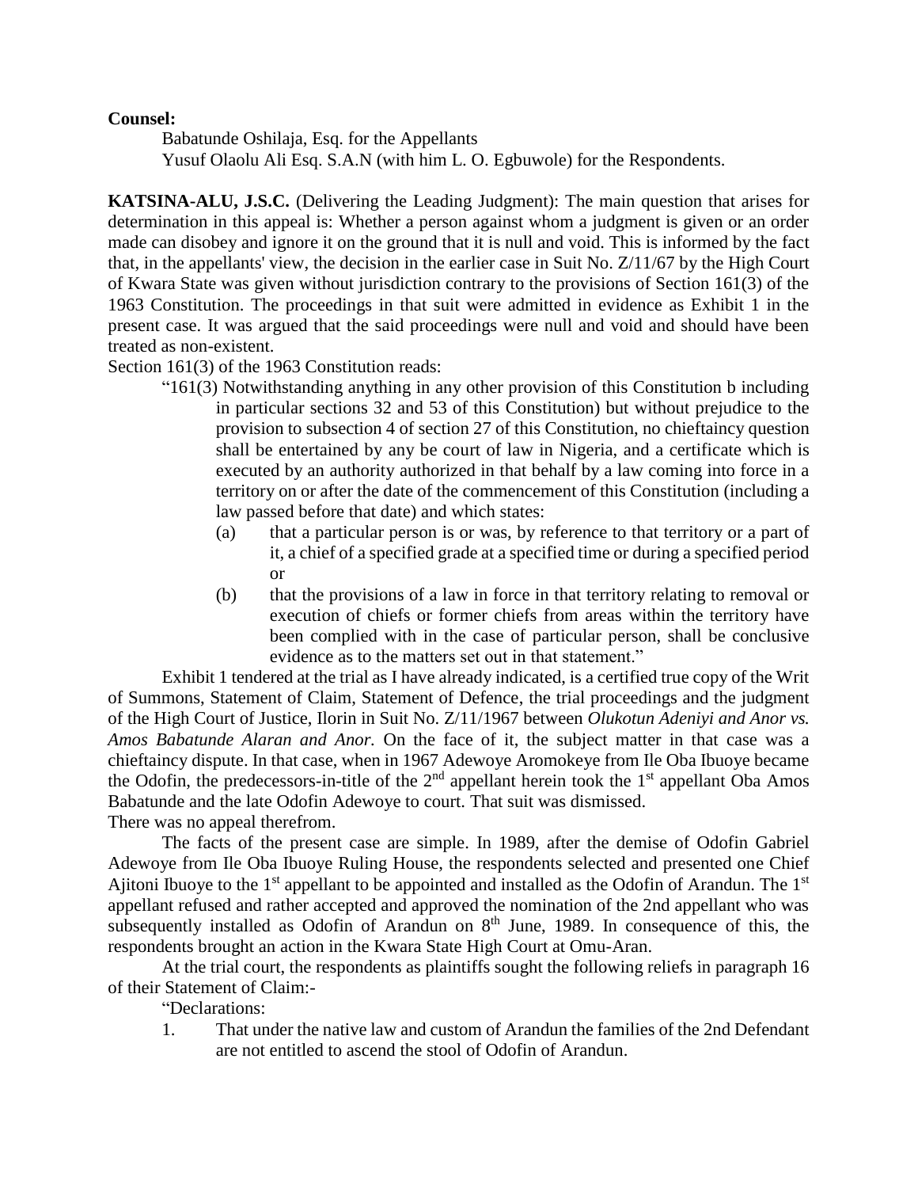**Counsel:**

Babatunde Oshilaja, Esq. for the Appellants

Yusuf Olaolu Ali Esq. S.A.N (with him L. O. Egbuwole) for the Respondents.

**KATSINA-ALU, J.S.C.** (Delivering the Leading Judgment): The main question that arises for determination in this appeal is: Whether a person against whom a judgment is given or an order made can disobey and ignore it on the ground that it is null and void. This is informed by the fact that, in the appellants' view, the decision in the earlier case in Suit No. Z/11/67 by the High Court of Kwara State was given without jurisdiction contrary to the provisions of Section 161(3) of the 1963 Constitution. The proceedings in that suit were admitted in evidence as Exhibit 1 in the present case. It was argued that the said proceedings were null and void and should have been treated as non-existent.

Section 161(3) of the 1963 Constitution reads:

> "161(3) Notwithstanding anything in any other provision of this Constitution b including in particular sections 32 and 53 of this Constitution) but without prejudice to the provision to subsection 4 of section 27 of this Constitution, no chieftaincy question shall be entertained by any be court of law in Nigeria, and a certificate which is executed by an authority authorized in that behalf by a law coming into force in a territory on or after the date of the commencement of this Constitution (including a law passed before that date) and which states:
>
> (a) that a particular person is or was, by reference to that territory or a part of it, a chief of a specified grade at a specified time or during a specified period or
>
> (b) that the provisions of a law in force in that territory relating to removal or execution of chiefs or former chiefs from areas within the territory have been complied with in the case of particular person, shall be conclusive evidence as to the matters set out in that statement."

Exhibit 1 tendered at the trial as I have already indicated, is a certified true copy of the Writ of Summons, Statement of Claim, Statement of Defence, the trial proceedings and the judgment of the High Court of Justice, Ilorin in Suit No. Z/11/1967 between *Olukotun Adeniyi and Anor vs. Amos Babatunde Alaran and Anor.* On the face of it, the subject matter in that case was a chieftaincy dispute. In that case, when in 1967 Adewoye Aromokeye from Ile Oba Ibuoye became the Odofin, the predecessors-in-title of the 2nd appellant herein took the 1st appellant Oba Amos Babatunde and the late Odofin Adewoye to court. That suit was dismissed.

There was no appeal therefrom.

The facts of the present case are simple. In 1989, after the demise of Odofin Gabriel Adewoye from Ile Oba Ibuoye Ruling House, the respondents selected and presented one Chief Ajitoni Ibuoye to the 1st appellant to be appointed and installed as the Odofin of Arandun. The 1st appellant refused and rather accepted and approved the nomination of the 2nd appellant who was subsequently installed as Odofin of Arandun on 8th June, 1989. In consequence of this, the respondents brought an action in the Kwara State High Court at Omu-Aran.

At the trial court, the respondents as plaintiffs sought the following reliefs in paragraph 16 of their Statement of Claim:-

"Declarations:

1. That under the native law and custom of Arandun the families of the 2nd Defendant are not entitled to ascend the stool of Odofin of Arandun.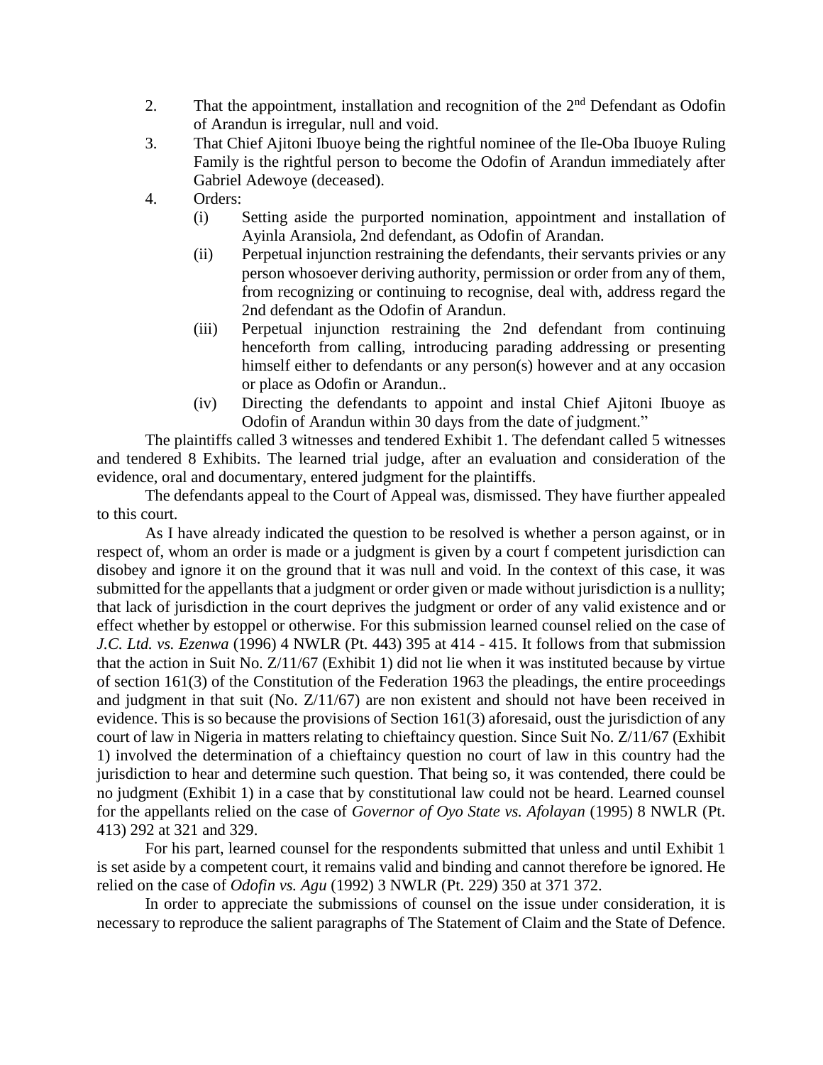2. That the appointment, installation and recognition of the 2nd Defendant as Odofin of Arandun is irregular, null and void.
3. That Chief Ajitoni Ibuoye being the rightful nominee of the Ile-Oba Ibuoye Ruling Family is the rightful person to become the Odofin of Arandun immediately after Gabriel Adewoye (deceased).
4. Orders:
   (i) Setting aside the purported nomination, appointment and installation of Ayinla Aransiola, 2nd defendant, as Odofin of Arandan.
   (ii) Perpetual injunction restraining the defendants, their servants privies or any person whosoever deriving authority, permission or order from any of them, from recognizing or continuing to recognise, deal with, address regard the 2nd defendant as the Odofin of Arandun.
   (iii) Perpetual injunction restraining the 2nd defendant from continuing henceforth from calling, introducing parading addressing or presenting himself either to defendants or any person(s) however and at any occasion or place as Odofin or Arandun..
   (iv) Directing the defendants to appoint and instal Chief Ajitoni Ibuoye as Odofin of Arandun within 30 days from the date of judgment."

The plaintiffs called 3 witnesses and tendered Exhibit 1. The defendant called 5 witnesses and tendered 8 Exhibits. The learned trial judge, after an evaluation and consideration of the evidence, oral and documentary, entered judgment for the plaintiffs.

The defendants appeal to the Court of Appeal was, dismissed. They have fiurther appealed to this court.

As I have already indicated the question to be resolved is whether a person against, or in respect of, whom an order is made or a judgment is given by a court f competent jurisdiction can disobey and ignore it on the ground that it was null and void. In the context of this case, it was submitted for the appellants that a judgment or order given or made without jurisdiction is a nullity; that lack of jurisdiction in the court deprives the judgment or order of any valid existence and or effect whether by estoppel or otherwise. For this submission learned counsel relied on the case of *J.C. Ltd. vs. Ezenwa* (1996) 4 NWLR (Pt. 443) 395 at 414 - 415. It follows from that submission that the action in Suit No. Z/11/67 (Exhibit 1) did not lie when it was instituted because by virtue of section 161(3) of the Constitution of the Federation 1963 the pleadings, the entire proceedings and judgment in that suit (No. Z/11/67) are non existent and should not have been received in evidence. This is so because the provisions of Section 161(3) aforesaid, oust the jurisdiction of any court of law in Nigeria in matters relating to chieftaincy question. Since Suit No. Z/11/67 (Exhibit 1) involved the determination of a chieftaincy question no court of law in this country had the jurisdiction to hear and determine such question. That being so, it was contended, there could be no judgment (Exhibit 1) in a case that by constitutional law could not be heard. Learned counsel for the appellants relied on the case of *Governor of Oyo State vs. Afolayan* (1995) 8 NWLR (Pt. 413) 292 at 321 and 329.

For his part, learned counsel for the respondents submitted that unless and until Exhibit 1 is set aside by a competent court, it remains valid and binding and cannot therefore be ignored. He relied on the case of *Odofin vs. Agu* (1992) 3 NWLR (Pt. 229) 350 at 371 372.

In order to appreciate the submissions of counsel on the issue under consideration, it is necessary to reproduce the salient paragraphs of The Statement of Claim and the State of Defence.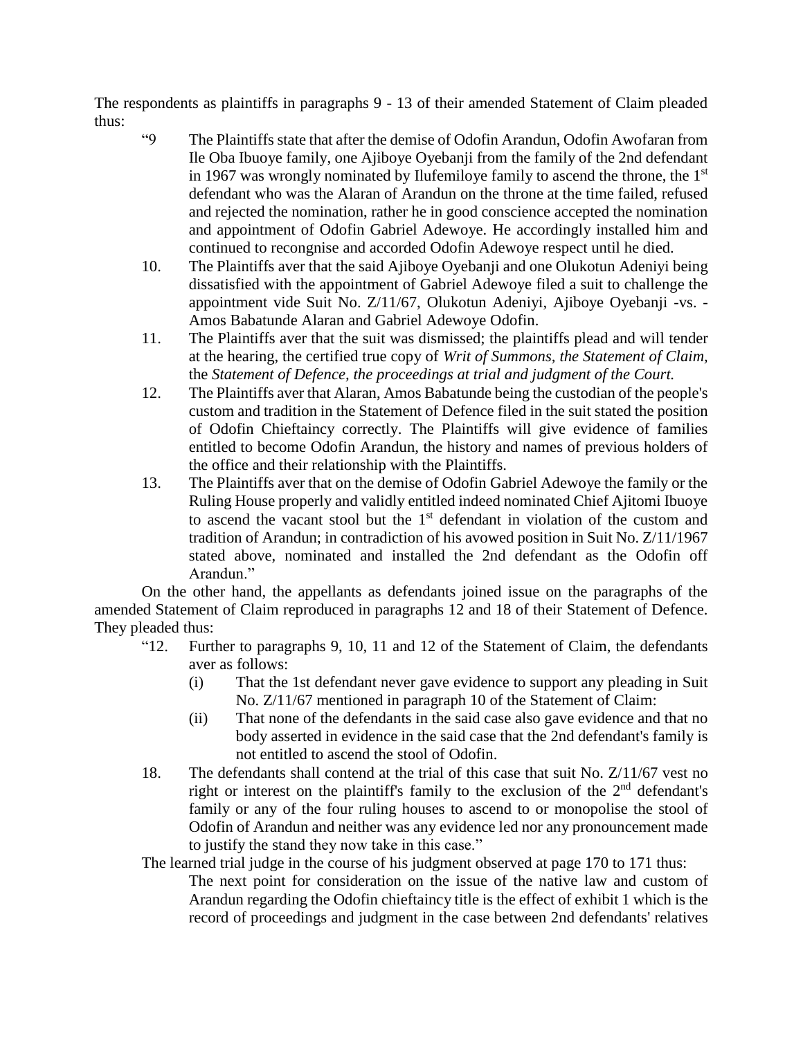The respondents as plaintiffs in paragraphs 9 - 13 of their amended Statement of Claim pleaded thus:

> "9 The Plaintiffs state that after the demise of Odofin Arandun, Odofin Awofaran from Ile Oba Ibuoye family, one Ajiboye Oyebanji from the family of the 2nd defendant in 1967 was wrongly nominated by Ilufemiloye family to ascend the throne, the 1st defendant who was the Alaran of Arandun on the throne at the time failed, refused and rejected the nomination, rather he in good conscience accepted the nomination and appointment of Odofin Gabriel Adewoye. He accordingly installed him and continued to recongnise and accorded Odofin Adewoye respect until he died.
>
> 10. The Plaintiffs aver that the said Ajiboye Oyebanji and one Olukotun Adeniyi being dissatisfied with the appointment of Gabriel Adewoye filed a suit to challenge the appointment vide Suit No. Z/11/67, Olukotun Adeniyi, Ajiboye Oyebanji -vs. - Amos Babatunde Alaran and Gabriel Adewoye Odofin.
>
> 11. The Plaintiffs aver that the suit was dismissed; the plaintiffs plead and will tender at the hearing, the certified true copy of *Writ of Summons, the Statement of Claim,* the *Statement of Defence, the proceedings at trial and judgment of the Court.*
>
> 12. The Plaintiffs aver that Alaran, Amos Babatunde being the custodian of the people's custom and tradition in the Statement of Defence filed in the suit stated the position of Odofin Chieftaincy correctly. The Plaintiffs will give evidence of families entitled to become Odofin Arandun, the history and names of previous holders of the office and their relationship with the Plaintiffs.
>
> 13. The Plaintiffs aver that on the demise of Odofin Gabriel Adewoye the family or the Ruling House properly and validly entitled indeed nominated Chief Ajitomi Ibuoye to ascend the vacant stool but the 1st defendant in violation of the custom and tradition of Arandun; in contradiction of his avowed position in Suit No. Z/11/1967 stated above, nominated and installed the 2nd defendant as the Odofin off Arandun."

On the other hand, the appellants as defendants joined issue on the paragraphs of the amended Statement of Claim reproduced in paragraphs 12 and 18 of their Statement of Defence. They pleaded thus:

> "12. Further to paragraphs 9, 10, 11 and 12 of the Statement of Claim, the defendants aver as follows:
>
> (i) That the 1st defendant never gave evidence to support any pleading in Suit No. Z/11/67 mentioned in paragraph 10 of the Statement of Claim:
>
> (ii) That none of the defendants in the said case also gave evidence and that no body asserted in evidence in the said case that the 2nd defendant's family is not entitled to ascend the stool of Odofin.
>
> 18. The defendants shall contend at the trial of this case that suit No. Z/11/67 vest no right or interest on the plaintiff's family to the exclusion of the 2nd defendant's family or any of the four ruling houses to ascend to or monopolise the stool of Odofin of Arandun and neither was any evidence led nor any pronouncement made to justify the stand they now take in this case."

The learned trial judge in the course of his judgment observed at page 170 to 171 thus:

> The next point for consideration on the issue of the native law and custom of Arandun regarding the Odofin chieftaincy title is the effect of exhibit 1 which is the record of proceedings and judgment in the case between 2nd defendants' relatives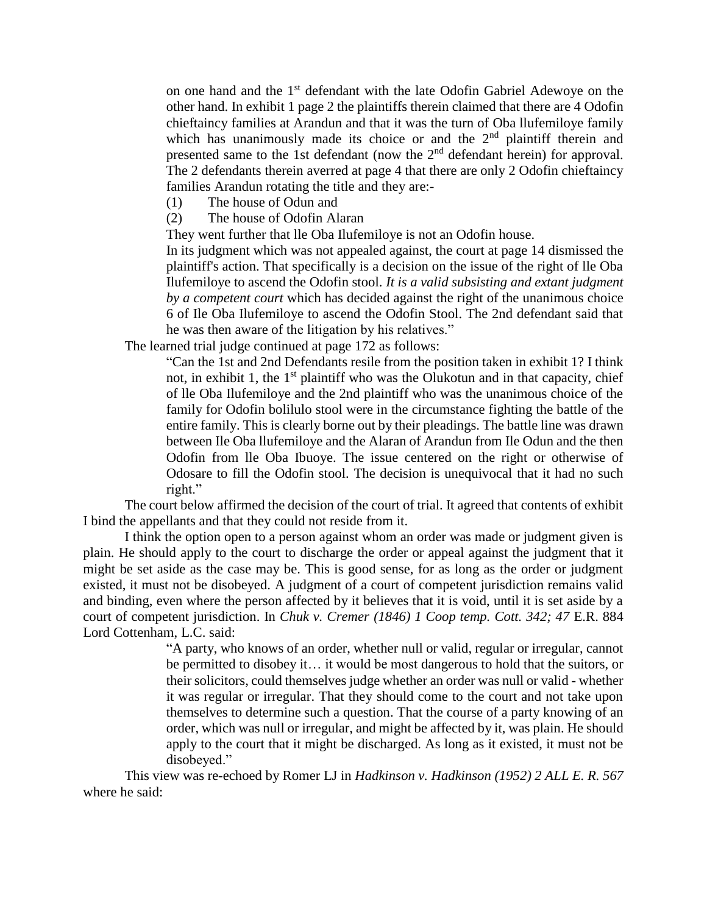on one hand and the 1st defendant with the late Odofin Gabriel Adewoye on the other hand. In exhibit 1 page 2 the plaintiffs therein claimed that there are 4 Odofin chieftaincy families at Arandun and that it was the turn of Oba llufemiloye family which has unanimously made its choice or and the 2nd plaintiff therein and presented same to the 1st defendant (now the 2nd defendant herein) for approval. The 2 defendants therein averred at page 4 that there are only 2 Odofin chieftaincy families Arandun rotating the title and they are:-

> (1) The house of Odun and
>
> (2) The house of Odofin Alaran
>
> They went further that lle Oba Ilufemiloye is not an Odofin house.
>
> In its judgment which was not appealed against, the court at page 14 dismissed the plaintiff's action. That specifically is a decision on the issue of the right of lle Oba Ilufemiloye to ascend the Odofin stool. *It is a valid subsisting and extant judgment by a competent court* which has decided against the right of the unanimous choice 6 of Ile Oba Ilufemiloye to ascend the Odofin Stool. The 2nd defendant said that he was then aware of the litigation by his relatives."

The learned trial judge continued at page 172 as follows:

> "Can the 1st and 2nd Defendants resile from the position taken in exhibit 1? I think not, in exhibit 1, the 1st plaintiff who was the Olukotun and in that capacity, chief of lle Oba Ilufemiloye and the 2nd plaintiff who was the unanimous choice of the family for Odofin bolilulo stool were in the circumstance fighting the battle of the entire family. This is clearly borne out by their pleadings. The battle line was drawn between Ile Oba llufemiloye and the Alaran of Arandun from Ile Odun and the then Odofin from lle Oba Ibuoye. The issue centered on the right or otherwise of Odosare to fill the Odofin stool. The decision is unequivocal that it had no such right."

The court below affirmed the decision of the court of trial. It agreed that contents of exhibit I bind the appellants and that they could not reside from it.

I think the option open to a person against whom an order was made or judgment given is plain. He should apply to the court to discharge the order or appeal against the judgment that it might be set aside as the case may be. This is good sense, for as long as the order or judgment existed, it must not be disobeyed. A judgment of a court of competent jurisdiction remains valid and binding, even where the person affected by it believes that it is void, until it is set aside by a court of competent jurisdiction. In *Chuk v. Cremer (1846) 1 Coop temp. Cott. 342; 47* E.R. 884 Lord Cottenham, L.C. said:

> "A party, who knows of an order, whether null or valid, regular or irregular, cannot be permitted to disobey it… it would be most dangerous to hold that the suitors, or their solicitors, could themselves judge whether an order was null or valid - whether it was regular or irregular. That they should come to the court and not take upon themselves to determine such a question. That the course of a party knowing of an order, which was null or irregular, and might be affected by it, was plain. He should apply to the court that it might be discharged. As long as it existed, it must not be disobeyed."

This view was re-echoed by Romer LJ in *Hadkinson v. Hadkinson (1952) 2 ALL E. R. 567* where he said: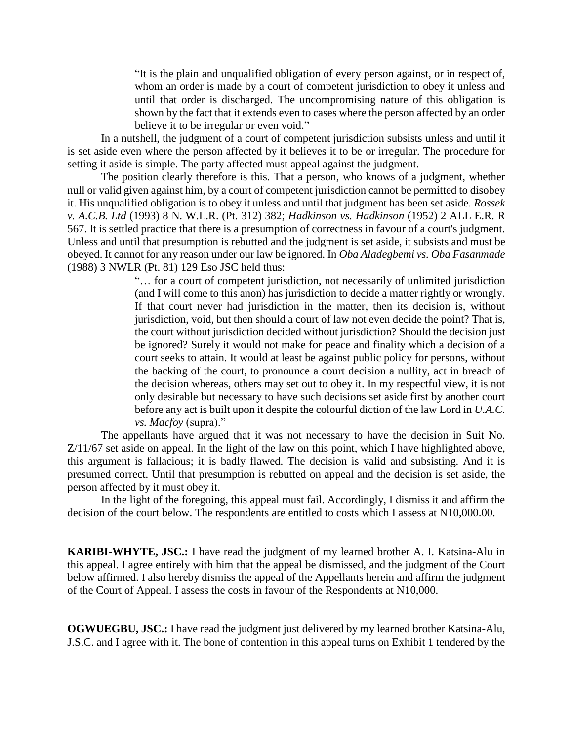> "It is the plain and unqualified obligation of every person against, or in respect of, whom an order is made by a court of competent jurisdiction to obey it unless and until that order is discharged. The uncompromising nature of this obligation is shown by the fact that it extends even to cases where the person affected by an order believe it to be irregular or even void."

In a nutshell, the judgment of a court of competent jurisdiction subsists unless and until it is set aside even where the person affected by it believes it to be or irregular. The procedure for setting it aside is simple. The party affected must appeal against the judgment.

The position clearly therefore is this. That a person, who knows of a judgment, whether null or valid given against him, by a court of competent jurisdiction cannot be permitted to disobey it. His unqualified obligation is to obey it unless and until that judgment has been set aside. *Rossek v. A.C.B. Ltd* (1993) 8 N. W.L.R. (Pt. 312) 382; *Hadkinson vs. Hadkinson* (1952) 2 ALL E.R. R 567. It is settled practice that there is a presumption of correctness in favour of a court's judgment. Unless and until that presumption is rebutted and the judgment is set aside, it subsists and must be obeyed. It cannot for any reason under our law be ignored. In *Oba Aladegbemi vs. Oba Fasanmade* (1988) 3 NWLR (Pt. 81) 129 Eso JSC held thus:

> "… for a court of competent jurisdiction, not necessarily of unlimited jurisdiction (and I will come to this anon) has jurisdiction to decide a matter rightly or wrongly. If that court never had jurisdiction in the matter, then its decision is, without jurisdiction, void, but then should a court of law not even decide the point? That is, the court without jurisdiction decided without jurisdiction? Should the decision just be ignored? Surely it would not make for peace and finality which a decision of a court seeks to attain. It would at least be against public policy for persons, without the backing of the court, to pronounce a court decision a nullity, act in breach of the decision whereas, others may set out to obey it. In my respectful view, it is not only desirable but necessary to have such decisions set aside first by another court before any act is built upon it despite the colourful diction of the law Lord in *U.A.C. vs. Macfoy* (supra)."

The appellants have argued that it was not necessary to have the decision in Suit No. Z/11/67 set aside on appeal. In the light of the law on this point, which I have highlighted above, this argument is fallacious; it is badly flawed. The decision is valid and subsisting. And it is presumed correct. Until that presumption is rebutted on appeal and the decision is set aside, the person affected by it must obey it.

In the light of the foregoing, this appeal must fail. Accordingly, I dismiss it and affirm the decision of the court below. The respondents are entitled to costs which I assess at N10,000.00.

**KARIBI-WHYTE, JSC.:** I have read the judgment of my learned brother A. I. Katsina-Alu in this appeal. I agree entirely with him that the appeal be dismissed, and the judgment of the Court below affirmed. I also hereby dismiss the appeal of the Appellants herein and affirm the judgment of the Court of Appeal. I assess the costs in favour of the Respondents at N10,000.

**OGWUEGBU, JSC.:** I have read the judgment just delivered by my learned brother Katsina-Alu, J.S.C. and I agree with it. The bone of contention in this appeal turns on Exhibit 1 tendered by the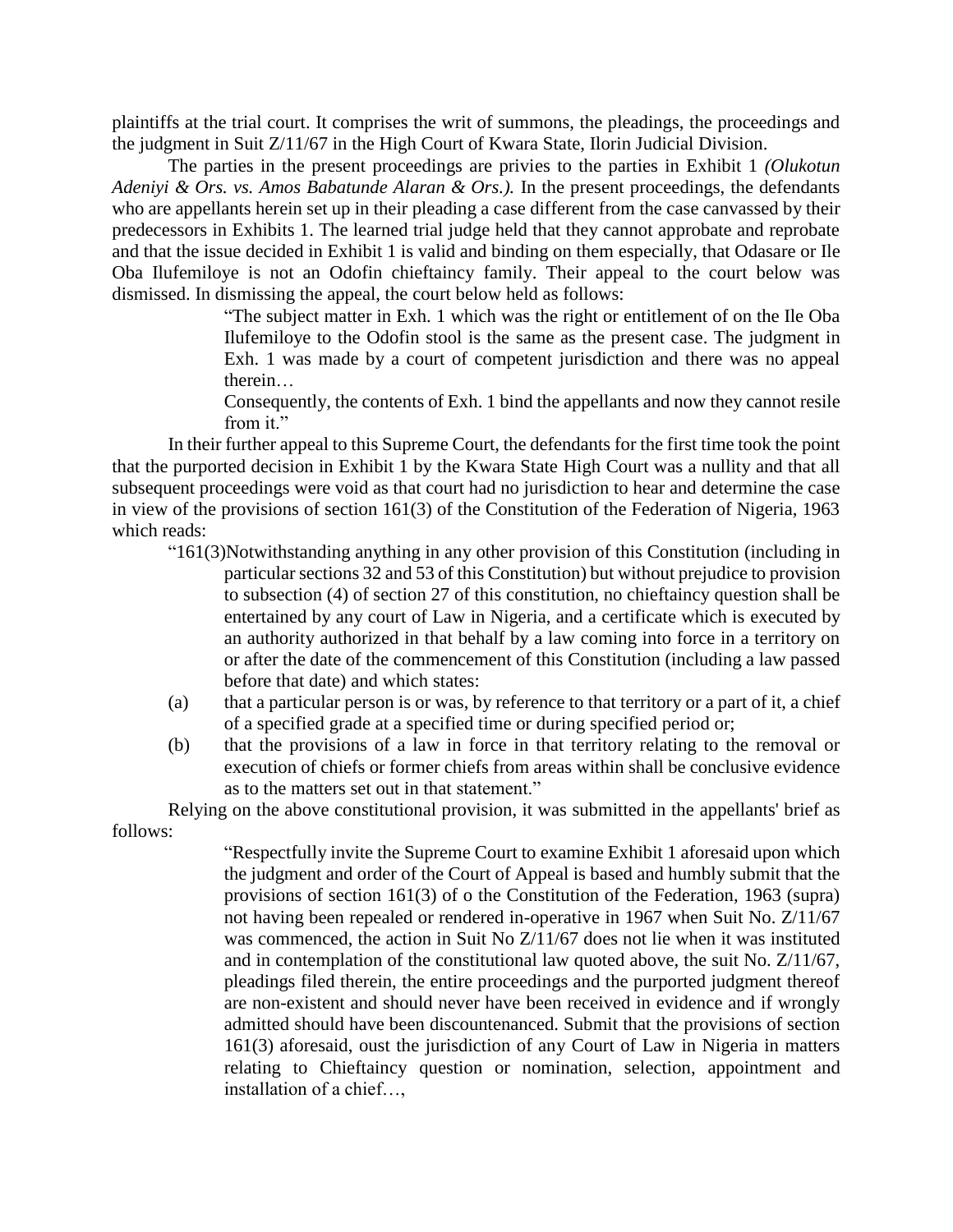plaintiffs at the trial court. It comprises the writ of summons, the pleadings, the proceedings and the judgment in Suit Z/11/67 in the High Court of Kwara State, Ilorin Judicial Division.

The parties in the present proceedings are privies to the parties in Exhibit 1 *(Olukotun Adeniyi & Ors. vs. Amos Babatunde Alaran & Ors.).* In the present proceedings, the defendants who are appellants herein set up in their pleading a case different from the case canvassed by their predecessors in Exhibits 1. The learned trial judge held that they cannot approbate and reprobate and that the issue decided in Exhibit 1 is valid and binding on them especially, that Odasare or Ile Oba Ilufemiloye is not an Odofin chieftaincy family. Their appeal to the court below was dismissed. In dismissing the appeal, the court below held as follows:

> "The subject matter in Exh. 1 which was the right or entitlement of on the Ile Oba Ilufemiloye to the Odofin stool is the same as the present case. The judgment in Exh. 1 was made by a court of competent jurisdiction and there was no appeal therein…
>
> Consequently, the contents of Exh. 1 bind the appellants and now they cannot resile from it."

In their further appeal to this Supreme Court, the defendants for the first time took the point that the purported decision in Exhibit 1 by the Kwara State High Court was a nullity and that all subsequent proceedings were void as that court had no jurisdiction to hear and determine the case in view of the provisions of section 161(3) of the Constitution of the Federation of Nigeria, 1963 which reads:

> "161(3)Notwithstanding anything in any other provision of this Constitution (including in particular sections 32 and 53 of this Constitution) but without prejudice to provision to subsection (4) of section 27 of this constitution, no chieftaincy question shall be entertained by any court of Law in Nigeria, and a certificate which is executed by an authority authorized in that behalf by a law coming into force in a territory on or after the date of the commencement of this Constitution (including a law passed before that date) and which states:
>
> (a) that a particular person is or was, by reference to that territory or a part of it, a chief of a specified grade at a specified time or during specified period or;
>
> (b) that the provisions of a law in force in that territory relating to the removal or execution of chiefs or former chiefs from areas within shall be conclusive evidence as to the matters set out in that statement."

Relying on the above constitutional provision, it was submitted in the appellants' brief as follows:

> "Respectfully invite the Supreme Court to examine Exhibit 1 aforesaid upon which the judgment and order of the Court of Appeal is based and humbly submit that the provisions of section 161(3) of o the Constitution of the Federation, 1963 (supra) not having been repealed or rendered in-operative in 1967 when Suit No. Z/11/67 was commenced, the action in Suit No Z/11/67 does not lie when it was instituted and in contemplation of the constitutional law quoted above, the suit No. Z/11/67, pleadings filed therein, the entire proceedings and the purported judgment thereof are non-existent and should never have been received in evidence and if wrongly admitted should have been discountenanced. Submit that the provisions of section 161(3) aforesaid, oust the jurisdiction of any Court of Law in Nigeria in matters relating to Chieftaincy question or nomination, selection, appointment and installation of a chief…,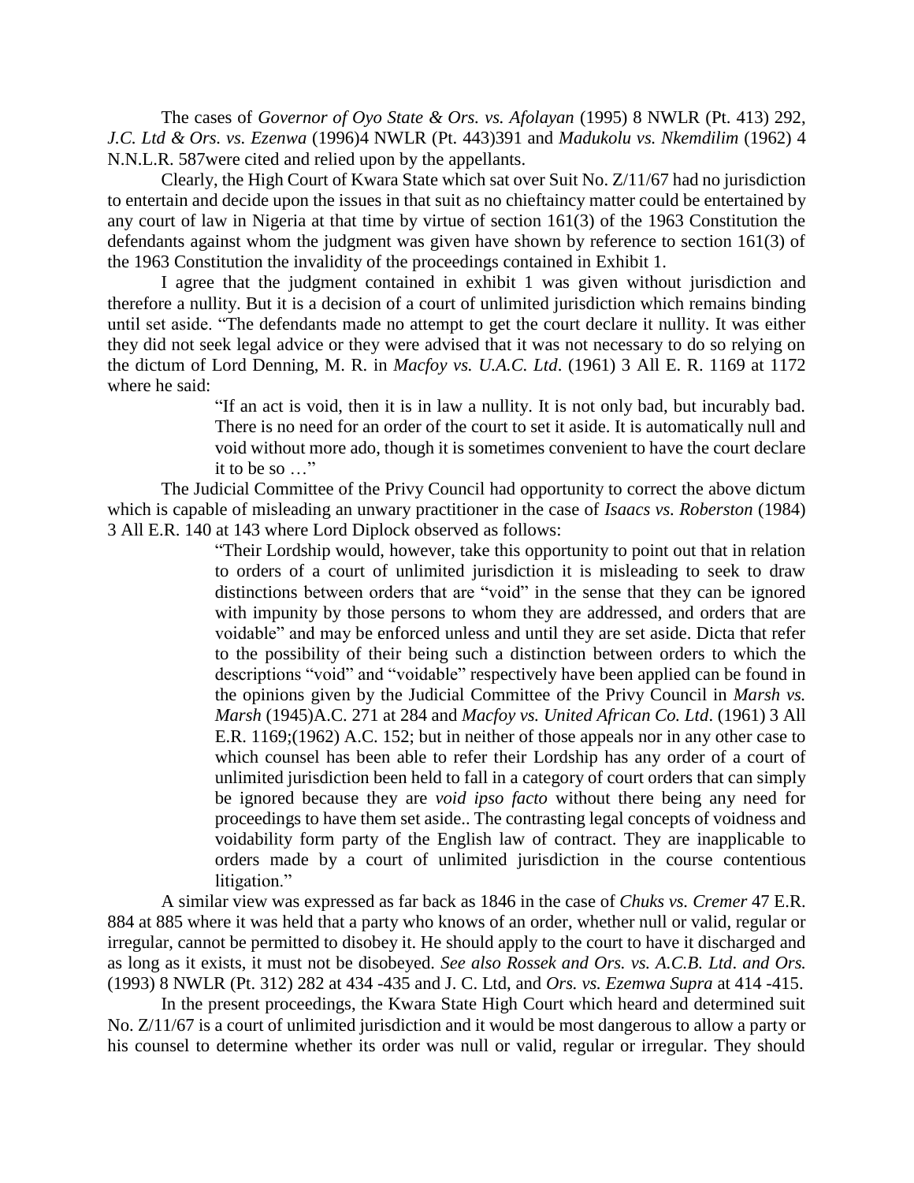The cases of *Governor of Oyo State & Ors. vs. Afolayan* (1995) 8 NWLR (Pt. 413) 292, *J.C. Ltd & Ors. vs. Ezenwa* (1996)4 NWLR (Pt. 443)391 and *Madukolu vs. Nkemdilim* (1962) 4 N.N.L.R. 587were cited and relied upon by the appellants.

Clearly, the High Court of Kwara State which sat over Suit No. Z/11/67 had no jurisdiction to entertain and decide upon the issues in that suit as no chieftaincy matter could be entertained by any court of law in Nigeria at that time by virtue of section 161(3) of the 1963 Constitution the defendants against whom the judgment was given have shown by reference to section 161(3) of the 1963 Constitution the invalidity of the proceedings contained in Exhibit 1.

I agree that the judgment contained in exhibit 1 was given without jurisdiction and therefore a nullity. But it is a decision of a court of unlimited jurisdiction which remains binding until set aside. "The defendants made no attempt to get the court declare it nullity. It was either they did not seek legal advice or they were advised that it was not necessary to do so relying on the dictum of Lord Denning, M. R. in *Macfoy vs. U.A.C. Ltd*. (1961) 3 All E. R. 1169 at 1172 where he said:

> "If an act is void, then it is in law a nullity. It is not only bad, but incurably bad. There is no need for an order of the court to set it aside. It is automatically null and void without more ado, though it is sometimes convenient to have the court declare it to be so …"

The Judicial Committee of the Privy Council had opportunity to correct the above dictum which is capable of misleading an unwary practitioner in the case of *Isaacs vs. Roberston* (1984) 3 All E.R. 140 at 143 where Lord Diplock observed as follows:

> "Their Lordship would, however, take this opportunity to point out that in relation to orders of a court of unlimited jurisdiction it is misleading to seek to draw distinctions between orders that are "void" in the sense that they can be ignored with impunity by those persons to whom they are addressed, and orders that are voidable" and may be enforced unless and until they are set aside. Dicta that refer to the possibility of their being such a distinction between orders to which the descriptions "void" and "voidable" respectively have been applied can be found in the opinions given by the Judicial Committee of the Privy Council in *Marsh vs. Marsh* (1945)A.C. 271 at 284 and *Macfoy vs. United African Co. Ltd*. (1961) 3 All E.R. 1169;(1962) A.C. 152; but in neither of those appeals nor in any other case to which counsel has been able to refer their Lordship has any order of a court of unlimited jurisdiction been held to fall in a category of court orders that can simply be ignored because they are *void ipso facto* without there being any need for proceedings to have them set aside.. The contrasting legal concepts of voidness and voidability form party of the English law of contract. They are inapplicable to orders made by a court of unlimited jurisdiction in the course contentious litigation."

A similar view was expressed as far back as 1846 in the case of *Chuks vs. Cremer* 47 E.R. 884 at 885 where it was held that a party who knows of an order, whether null or valid, regular or irregular, cannot be permitted to disobey it. He should apply to the court to have it discharged and as long as it exists, it must not be disobeyed. *See also Rossek and Ors. vs. A.C.B. Ltd. and Ors.* (1993) 8 NWLR (Pt. 312) 282 at 434 -435 and J. C. Ltd, and *Ors. vs. Ezemwa Supra* at 414 -415.

In the present proceedings, the Kwara State High Court which heard and determined suit No. Z/11/67 is a court of unlimited jurisdiction and it would be most dangerous to allow a party or his counsel to determine whether its order was null or valid, regular or irregular. They should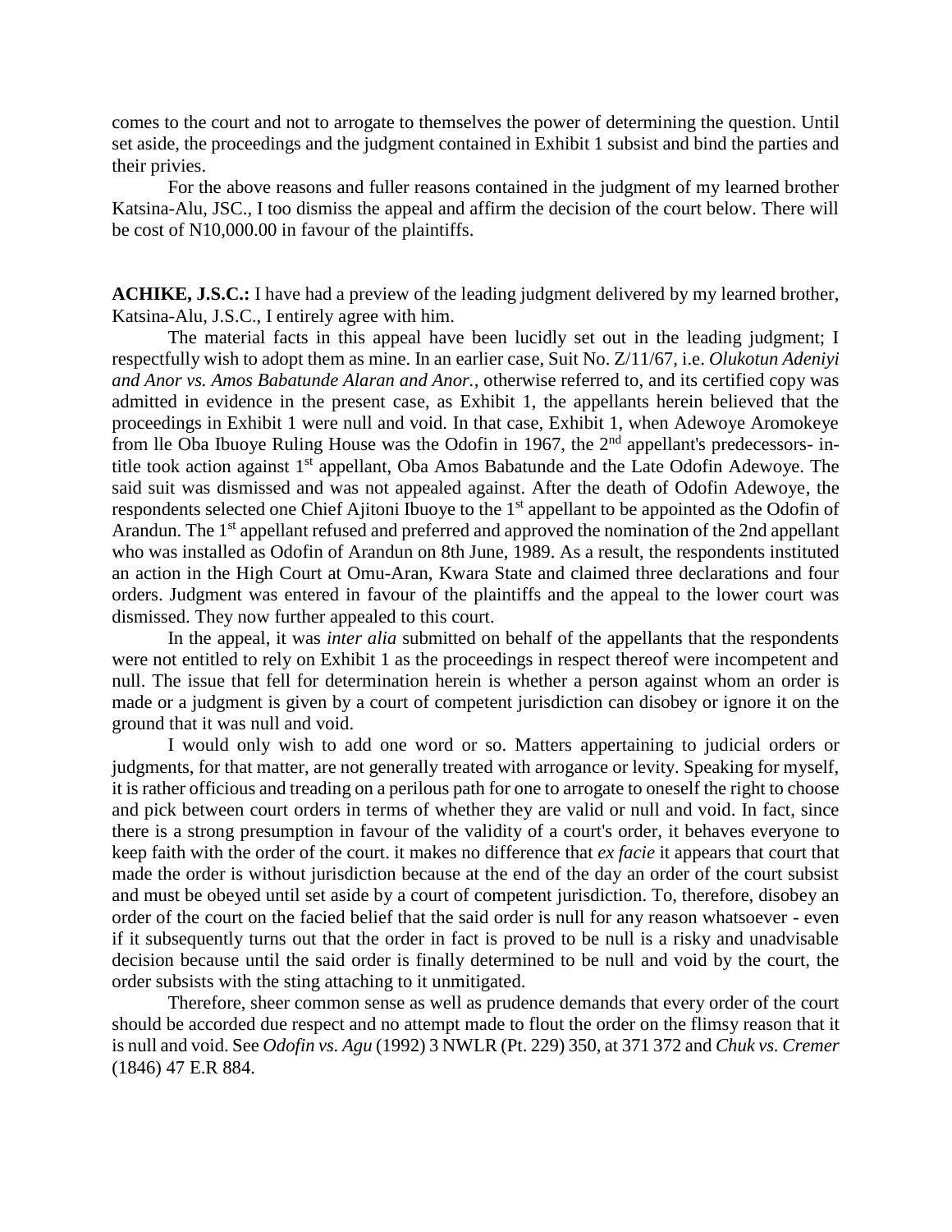comes to the court and not to arrogate to themselves the power of determining the question. Until set aside, the proceedings and the judgment contained in Exhibit 1 subsist and bind the parties and their privies.

For the above reasons and fuller reasons contained in the judgment of my learned brother Katsina-Alu, JSC., I too dismiss the appeal and affirm the decision of the court below. There will be cost of N10,000.00 in favour of the plaintiffs.

**ACHIKE, J.S.C.:** I have had a preview of the leading judgment delivered by my learned brother, Katsina-Alu, J.S.C., I entirely agree with him.

The material facts in this appeal have been lucidly set out in the leading judgment; I respectfully wish to adopt them as mine. In an earlier case, Suit No. Z/11/67, i.e. *Olukotun Adeniyi and Anor vs. Amos Babatunde Alaran and Anor.,* otherwise referred to, and its certified copy was admitted in evidence in the present case, as Exhibit 1, the appellants herein believed that the proceedings in Exhibit 1 were null and void. In that case, Exhibit 1, when Adewoye Aromokeye from lle Oba Ibuoye Ruling House was the Odofin in 1967, the 2nd appellant's predecessors- in-title took action against 1st appellant, Oba Amos Babatunde and the Late Odofin Adewoye. The said suit was dismissed and was not appealed against. After the death of Odofin Adewoye, the respondents selected one Chief Ajitoni Ibuoye to the 1st appellant to be appointed as the Odofin of Arandun. The 1st appellant refused and preferred and approved the nomination of the 2nd appellant who was installed as Odofin of Arandun on 8th June, 1989. As a result, the respondents instituted an action in the High Court at Omu-Aran, Kwara State and claimed three declarations and four orders. Judgment was entered in favour of the plaintiffs and the appeal to the lower court was dismissed. They now further appealed to this court.

In the appeal, it was *inter alia* submitted on behalf of the appellants that the respondents were not entitled to rely on Exhibit 1 as the proceedings in respect thereof were incompetent and null. The issue that fell for determination herein is whether a person against whom an order is made or a judgment is given by a court of competent jurisdiction can disobey or ignore it on the ground that it was null and void.

I would only wish to add one word or so. Matters appertaining to judicial orders or judgments, for that matter, are not generally treated with arrogance or levity. Speaking for myself, it is rather officious and treading on a perilous path for one to arrogate to oneself the right to choose and pick between court orders in terms of whether they are valid or null and void. In fact, since there is a strong presumption in favour of the validity of a court's order, it behaves everyone to keep faith with the order of the court. it makes no difference that *ex facie* it appears that court that made the order is without jurisdiction because at the end of the day an order of the court subsist and must be obeyed until set aside by a court of competent jurisdiction. To, therefore, disobey an order of the court on the facied belief that the said order is null for any reason whatsoever - even if it subsequently turns out that the order in fact is proved to be null is a risky and unadvisable decision because until the said order is finally determined to be null and void by the court, the order subsists with the sting attaching to it unmitigated.

Therefore, sheer common sense as well as prudence demands that every order of the court should be accorded due respect and no attempt made to flout the order on the flimsy reason that it is null and void. See *Odofin vs. Agu* (1992) 3 NWLR (Pt. 229) 350, at 371 372 and *Chuk vs. Cremer* (1846) 47 E.R 884.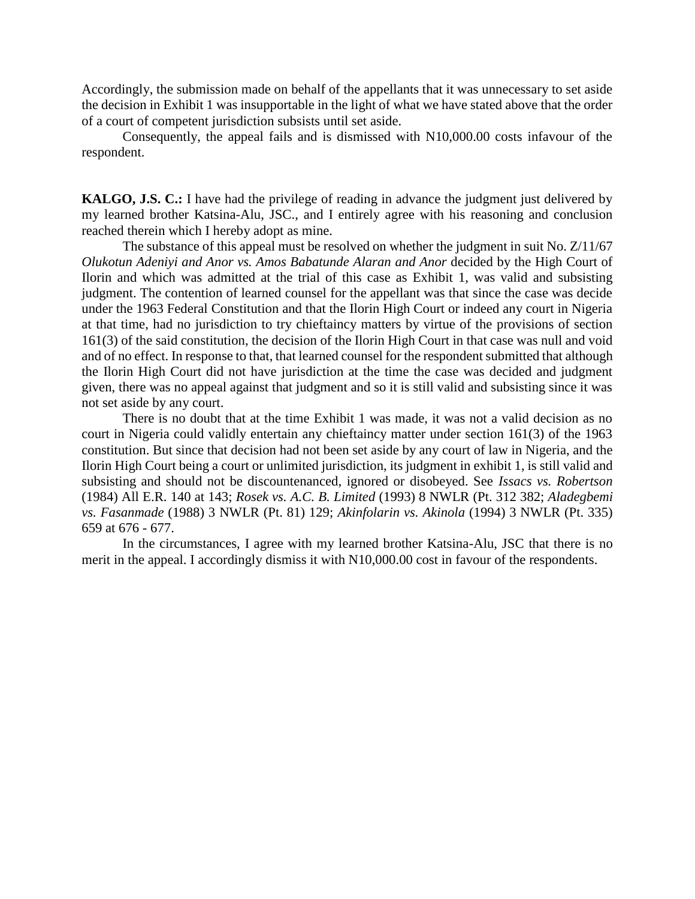Accordingly, the submission made on behalf of the appellants that it was unnecessary to set aside the decision in Exhibit 1 was insupportable in the light of what we have stated above that the order of a court of competent jurisdiction subsists until set aside.

Consequently, the appeal fails and is dismissed with N10,000.00 costs infavour of the respondent.

**KALGO, J.S. C.:** I have had the privilege of reading in advance the judgment just delivered by my learned brother Katsina-Alu, JSC., and I entirely agree with his reasoning and conclusion reached therein which I hereby adopt as mine.

The substance of this appeal must be resolved on whether the judgment in suit No. Z/11/67 *Olukotun Adeniyi and Anor vs. Amos Babatunde Alaran and Anor* decided by the High Court of Ilorin and which was admitted at the trial of this case as Exhibit 1, was valid and subsisting judgment. The contention of learned counsel for the appellant was that since the case was decide under the 1963 Federal Constitution and that the Ilorin High Court or indeed any court in Nigeria at that time, had no jurisdiction to try chieftaincy matters by virtue of the provisions of section 161(3) of the said constitution, the decision of the Ilorin High Court in that case was null and void and of no effect. In response to that, that learned counsel for the respondent submitted that although the Ilorin High Court did not have jurisdiction at the time the case was decided and judgment given, there was no appeal against that judgment and so it is still valid and subsisting since it was not set aside by any court.

There is no doubt that at the time Exhibit 1 was made, it was not a valid decision as no court in Nigeria could validly entertain any chieftaincy matter under section 161(3) of the 1963 constitution. But since that decision had not been set aside by any court of law in Nigeria, and the Ilorin High Court being a court or unlimited jurisdiction, its judgment in exhibit 1, is still valid and subsisting and should not be discountenanced, ignored or disobeyed. See *Issacs vs. Robertson* (1984) All E.R. 140 at 143; *Rosek vs. A.C. B. Limited* (1993) 8 NWLR (Pt. 312 382; *Aladegbemi vs. Fasanmade* (1988) 3 NWLR (Pt. 81) 129; *Akinfolarin vs. Akinola* (1994) 3 NWLR (Pt. 335) 659 at 676 - 677.

In the circumstances, I agree with my learned brother Katsina-Alu, JSC that there is no merit in the appeal. I accordingly dismiss it with N10,000.00 cost in favour of the respondents.